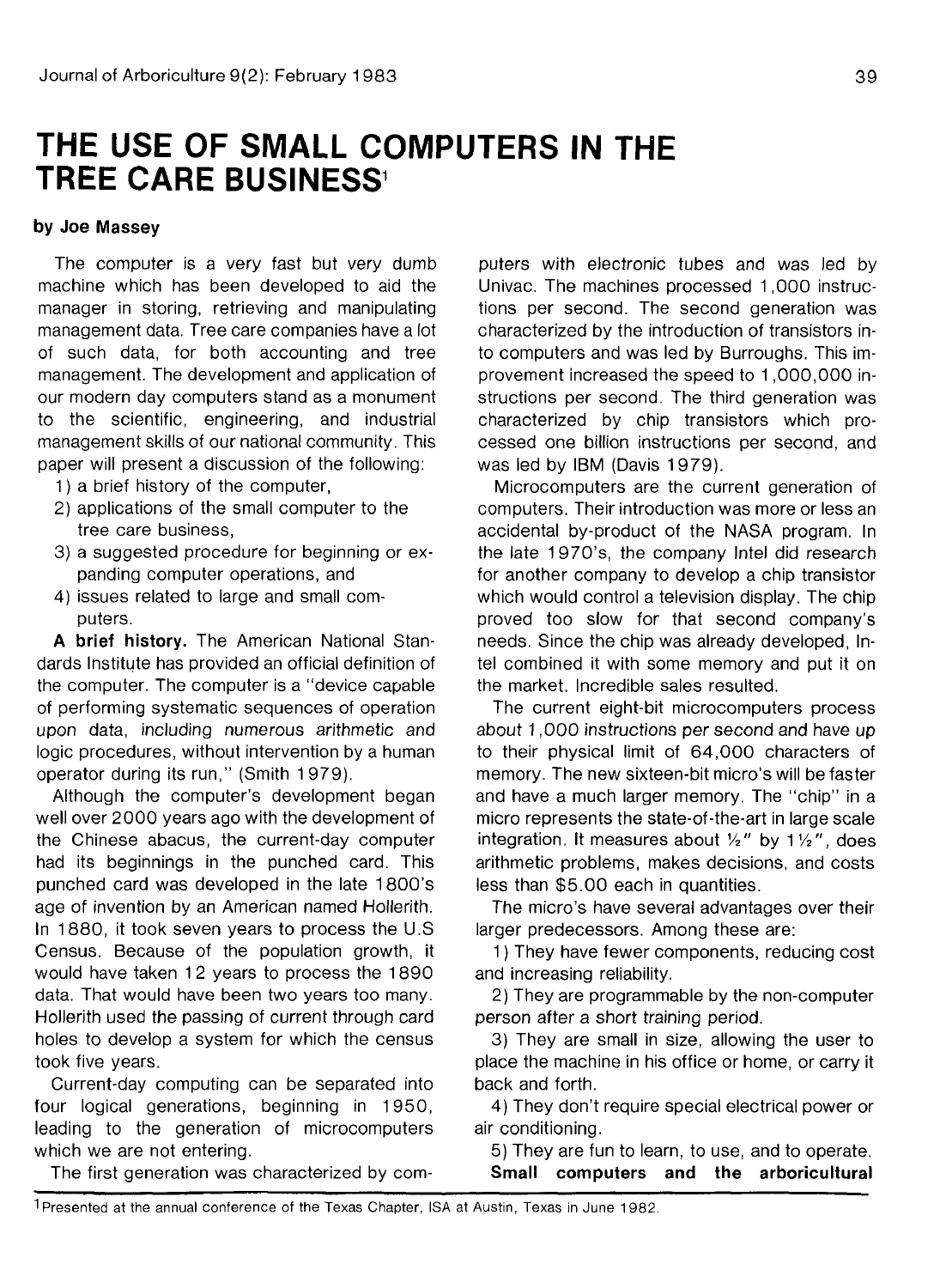# THE USE OF SMALL COMPUTERS IN THE TREE CARE BUSINESS[1]

**by Joe Massey**

The computer is a very fast but very dumb machine which has been developed to aid the manager in storing, retrieving and manipulating management data. Tree care companies have a lot of such data, for both accounting and tree management. The development and application of our modern day computers stand as a monument to the scientific, engineering, and industrial management skills of our national community. This paper will present a discussion of the following:

1) a brief history of the computer,
2) applications of the small computer to the tree care business,
3) a suggested procedure for beginning or expanding computer operations, and
4) issues related to large and small computers.

**A brief history.** The American National Standards Institute has provided an official definition of the computer. The computer is a "device capable of performing systematic sequences of operation upon data, including numerous arithmetic and logic procedures, without intervention by a human operator during its run," (Smith 1979).

Although the computer's development began well over 2000 years ago with the development of the Chinese abacus, the current-day computer had its beginnings in the punched card. This punched card was developed in the late 1800's age of invention by an American named Hollerith. In 1880, it took seven years to process the U.S Census. Because of the population growth, it would have taken 12 years to process the 1890 data. That would have been two years too many. Hollerith used the passing of current through card holes to develop a system for which the census took five years.

Current-day computing can be separated into four logical generations, beginning in 1950, leading to the generation of microcomputers which we are not entering.

The first generation was characterized by computers with electronic tubes and was led by Univac. The machines processed 1,000 instructions per second. The second generation was characterized by the introduction of transistors into computers and was led by Burroughs. This improvement increased the speed to 1,000,000 instructions per second. The third generation was characterized by chip transistors which processed one billion instructions per second, and was led by IBM (Davis 1979).

Microcomputers are the current generation of computers. Their introduction was more or less an accidental by-product of the NASA program. In the late 1970's, the company Intel did research for another company to develop a chip transistor which would control a television display. The chip proved too slow for that second company's needs. Since the chip was already developed, Intel combined it with some memory and put it on the market. Incredible sales resulted.

The current eight-bit microcomputers process about 1,000 instructions per second and have up to their physical limit of 64,000 characters of memory. The new sixteen-bit micro's will be faster and have a much larger memory. The "chip" in a micro represents the state-of-the-art in large scale integration. It measures about ½" by 1½", does arithmetic problems, makes decisions, and costs less than $5.00 each in quantities.

The micro's have several advantages over their larger predecessors. Among these are:

1) They have fewer components, reducing cost and increasing reliability.

2) They are programmable by the non-computer person after a short training period.

3) They are small in size, allowing the user to place the machine in his office or home, or carry it back and forth.

4) They don't require special electrical power or air conditioning.

5) They are fun to learn, to use, and to operate.

**Small computers and the arboricultural**

[1] Presented at the annual conference of the Texas Chapter, ISA at Austin, Texas in June 1982.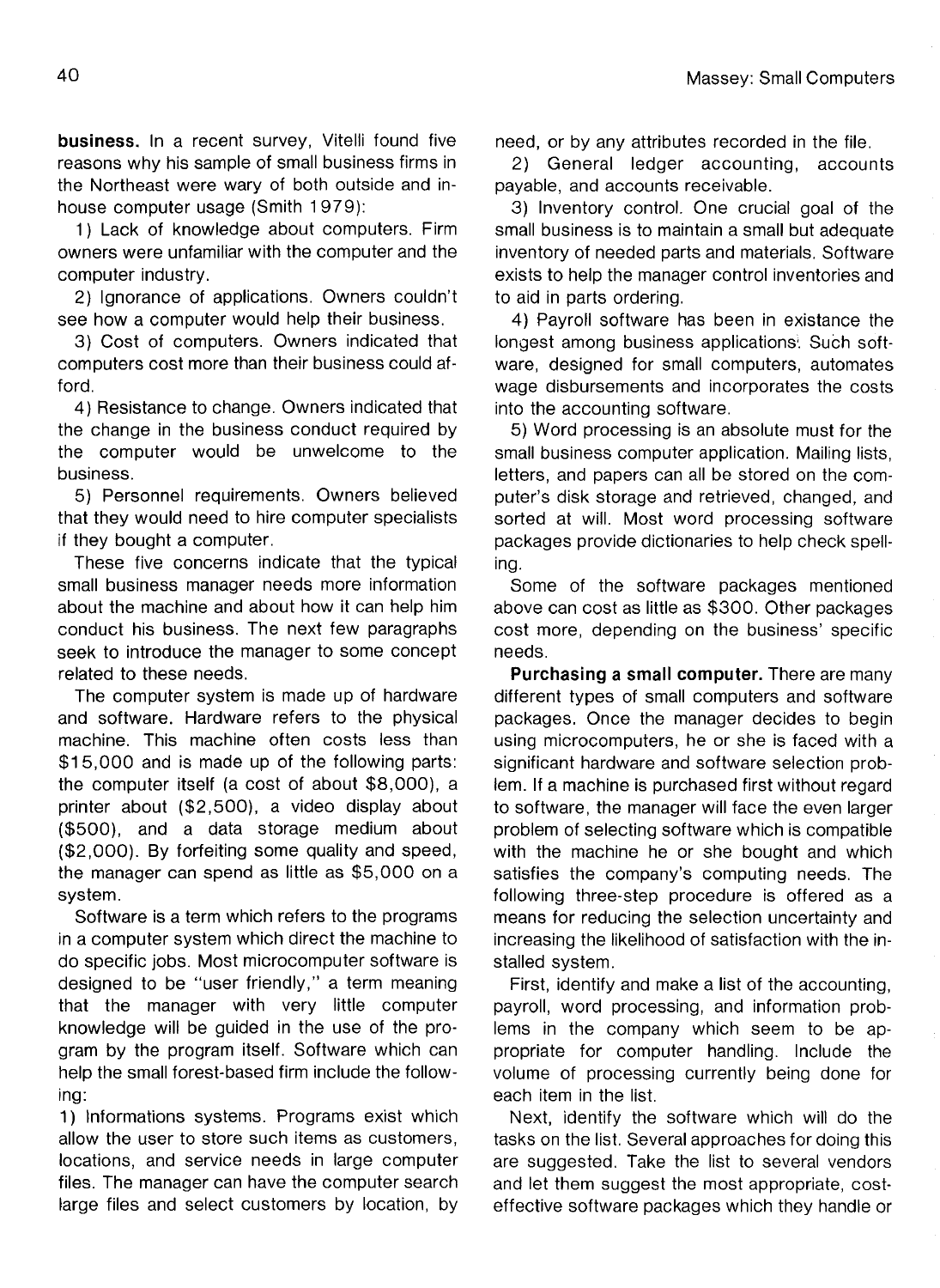**business.** In a recent survey, Vitelli found five reasons why his sample of small business firms in the Northeast were wary of both outside and in-house computer usage (Smith 1979):

1) Lack of knowledge about computers. Firm owners were unfamiliar with the computer and the computer industry.

2) Ignorance of applications. Owners couldn't see how a computer would help their business.

3) Cost of computers. Owners indicated that computers cost more than their business could afford.

4) Resistance to change. Owners indicated that the change in the business conduct required by the computer would be unwelcome to the business.

5) Personnel requirements. Owners believed that they would need to hire computer specialists if they bought a computer.

These five concerns indicate that the typical small business manager needs more information about the machine and about how it can help him conduct his business. The next few paragraphs seek to introduce the manager to some concept related to these needs.

The computer system is made up of hardware and software. Hardware refers to the physical machine. This machine often costs less than $15,000 and is made up of the following parts: the computer itself (a cost of about $8,000), a printer about ($2,500), a video display about ($500), and a data storage medium about ($2,000). By forfeiting some quality and speed, the manager can spend as little as $5,000 on a system.

Software is a term which refers to the programs in a computer system which direct the machine to do specific jobs. Most microcomputer software is designed to be "user friendly," a term meaning that the manager with very little computer knowledge will be guided in the use of the program by the program itself. Software which can help the small forest-based firm include the following:

1) Informations systems. Programs exist which allow the user to store such items as customers, locations, and service needs in large computer files. The manager can have the computer search large files and select customers by location, by need, or by any attributes recorded in the file.

2) General ledger accounting, accounts payable, and accounts receivable.

3) Inventory control. One crucial goal of the small business is to maintain a small but adequate inventory of needed parts and materials. Software exists to help the manager control inventories and to aid in parts ordering.

4) Payroll software has been in existance the longest among business applications. Such software, designed for small computers, automates wage disbursements and incorporates the costs into the accounting software.

5) Word processing is an absolute must for the small business computer application. Mailing lists, letters, and papers can all be stored on the computer's disk storage and retrieved, changed, and sorted at will. Most word processing software packages provide dictionaries to help check spelling.

Some of the software packages mentioned above can cost as little as $300. Other packages cost more, depending on the business' specific needs.

**Purchasing a small computer.** There are many different types of small computers and software packages. Once the manager decides to begin using microcomputers, he or she is faced with a significant hardware and software selection problem. If a machine is purchased first without regard to software, the manager will face the even larger problem of selecting software which is compatible with the machine he or she bought and which satisfies the company's computing needs. The following three-step procedure is offered as a means for reducing the selection uncertainty and increasing the likelihood of satisfaction with the installed system.

First, identify and make a list of the accounting, payroll, word processing, and information problems in the company which seem to be appropriate for computer handling. Include the volume of processing currently being done for each item in the list.

Next, identify the software which will do the tasks on the list. Several approaches for doing this are suggested. Take the list to several vendors and let them suggest the most appropriate, cost-effective software packages which they handle or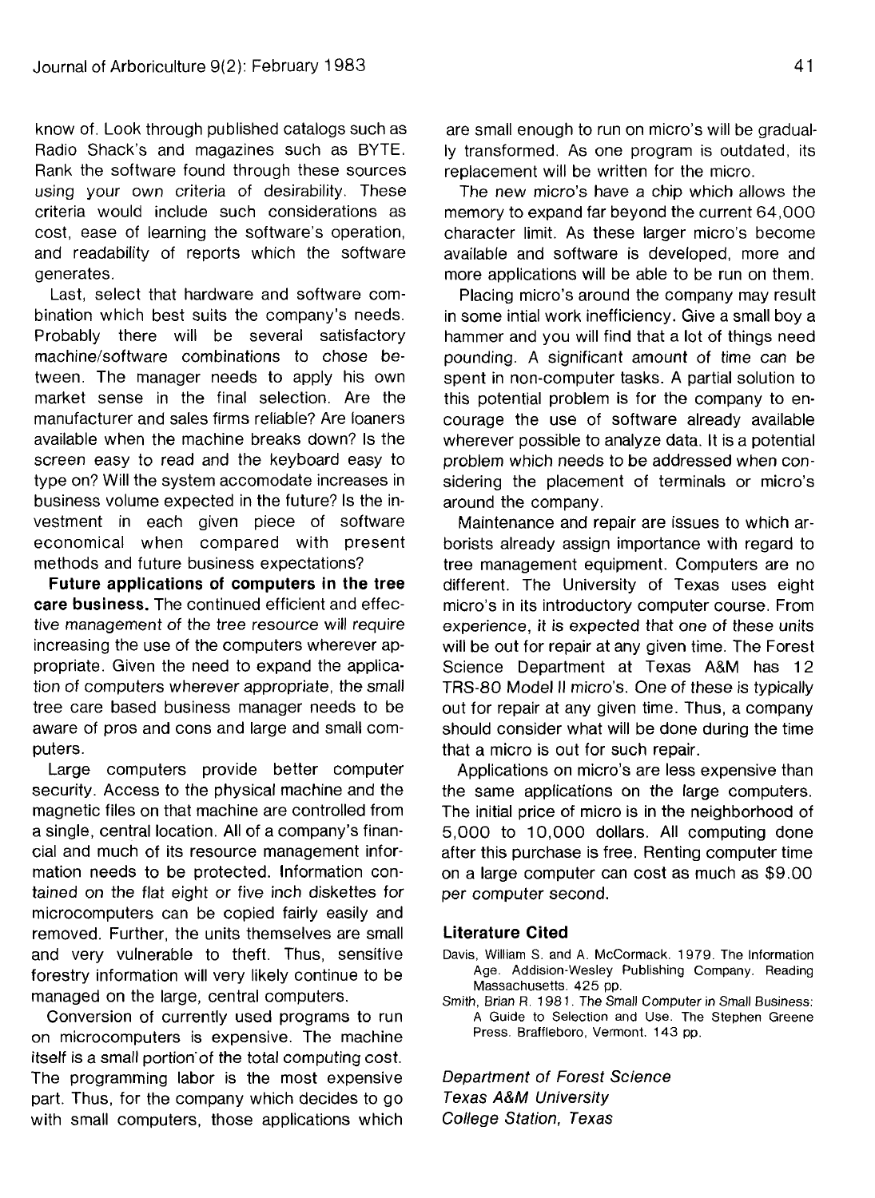know of. Look through published catalogs such as Radio Shack's and magazines such as BYTE. Rank the software found through these sources using your own criteria of desirability. These criteria would include such considerations as cost, ease of learning the software's operation, and readability of reports which the software generates.

Last, select that hardware and software combination which best suits the company's needs. Probably there will be several satisfactory machine/software combinations to chose between. The manager needs to apply his own market sense in the final selection. Are the manufacturer and sales firms reliable? Are loaners available when the machine breaks down? Is the screen easy to read and the keyboard easy to type on? Will the system accomodate increases in business volume expected in the future? Is the investment in each given piece of software economical when compared with present methods and future business expectations?

**Future applications of computers in the tree care business.** The continued efficient and effective management of the tree resource will require increasing the use of the computers wherever appropriate. Given the need to expand the application of computers wherever appropriate, the small tree care based business manager needs to be aware of pros and cons and large and small computers.

Large computers provide better computer security. Access to the physical machine and the magnetic files on that machine are controlled from a single, central location. All of a company's financial and much of its resource management information needs to be protected. Information contained on the flat eight or five inch diskettes for microcomputers can be copied fairly easily and removed. Further, the units themselves are small and very vulnerable to theft. Thus, sensitive forestry information will very likely continue to be managed on the large, central computers.

Conversion of currently used programs to run on microcomputers is expensive. The machine itself is a small portion of the total computing cost. The programming labor is the most expensive part. Thus, for the company which decides to go with small computers, those applications which are small enough to run on micro's will be gradually transformed. As one program is outdated, its replacement will be written for the micro.

The new micro's have a chip which allows the memory to expand far beyond the current 64,000 character limit. As these larger micro's become available and software is developed, more and more applications will be able to be run on them.

Placing micro's around the company may result in some intial work inefficiency. Give a small boy a hammer and you will find that a lot of things need pounding. A significant amount of time can be spent in non-computer tasks. A partial solution to this potential problem is for the company to encourage the use of software already available wherever possible to analyze data. It is a potential problem which needs to be addressed when considering the placement of terminals or micro's around the company.

Maintenance and repair are issues to which arborists already assign importance with regard to tree management equipment. Computers are no different. The University of Texas uses eight micro's in its introductory computer course. From experience, it is expected that one of these units will be out for repair at any given time. The Forest Science Department at Texas A&M has 12 TRS-80 Model II micro's. One of these is typically out for repair at any given time. Thus, a company should consider what will be done during the time that a micro is out for such repair.

Applications on micro's are less expensive than the same applications on the large computers. The initial price of micro is in the neighborhood of 5,000 to 10,000 dollars. All computing done after this purchase is free. Renting computer time on a large computer can cost as much as $9.00 per computer second.

## Literature Cited

Davis, William S. and A. McCormack. 1979. The Information Age. Addision-Wesley Publishing Company. Reading Massachusetts. 425 pp.

Smith, Brian R. 1981. The Small Computer in Small Business: A Guide to Selection and Use. The Stephen Greene Press. Braffleboro, Vermont. 143 pp.

*Department of Forest Science*
*Texas A&M University*
*College Station, Texas*